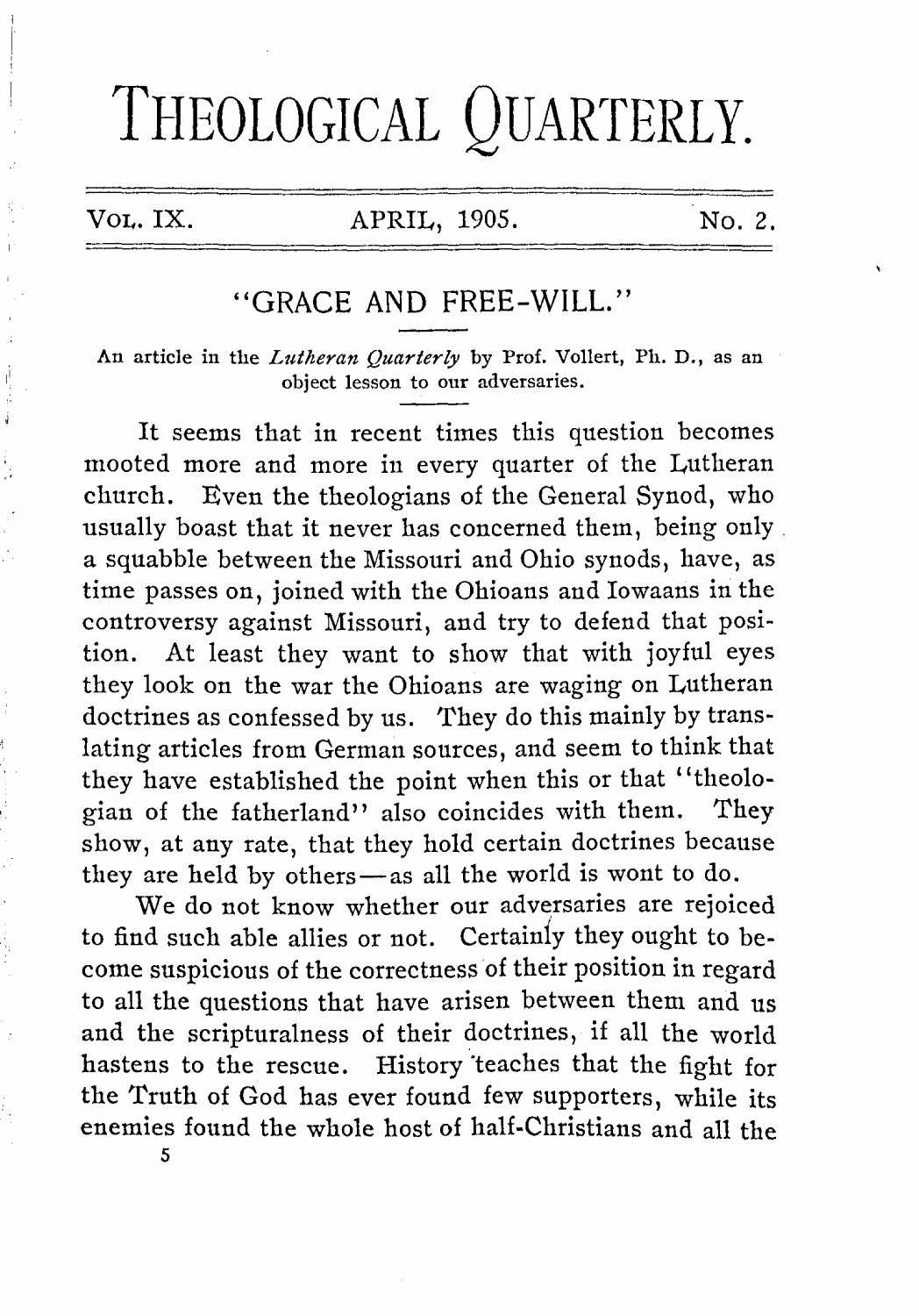# THEOLOGICAL QUARTERLY.

VOL. IX. APRIL, 1905. No. 2.

## "GRACE AND FREE-WILL."

An article in the *Lutheran Quarterly* by Prof. Vollert, Ph. D., as an object lesson to our adversaries.

It seems that in recent times this question becomes mooted more and more in every quarter of the Lutheran church. Even the theologians of the General Synod, who usually boast that it never has concerned them, being only a squabble between the Missouri and Ohio synods, have, as time passes on, joined with the Ohioans and Iowaans in the controversy against Missouri, and try to defend that position. At least they want to show that with joyful eyes they look on the war the Ohioans are waging on Lutheran doctrines as confessed by us. They do this mainly by translating articles from German sources, and seem to think that they have established the point when this or that "theologian of the fatherland" also coincides with them. They show, at any rate, that they hold certain doctrines because they are held by others—as all the world is wont to do.

We do not know whether our adversaries are rejoiced to find such able allies or not. Certainly they ought to become suspicious of the correctness of their position in regard to all the questions that have arisen between them and us and the scripturalness of their doctrines, if all the world hastens to the rescue. History teaches that the fight for the Truth of God has ever found few supporters, while its enemies found the whole host of half-Christians and all the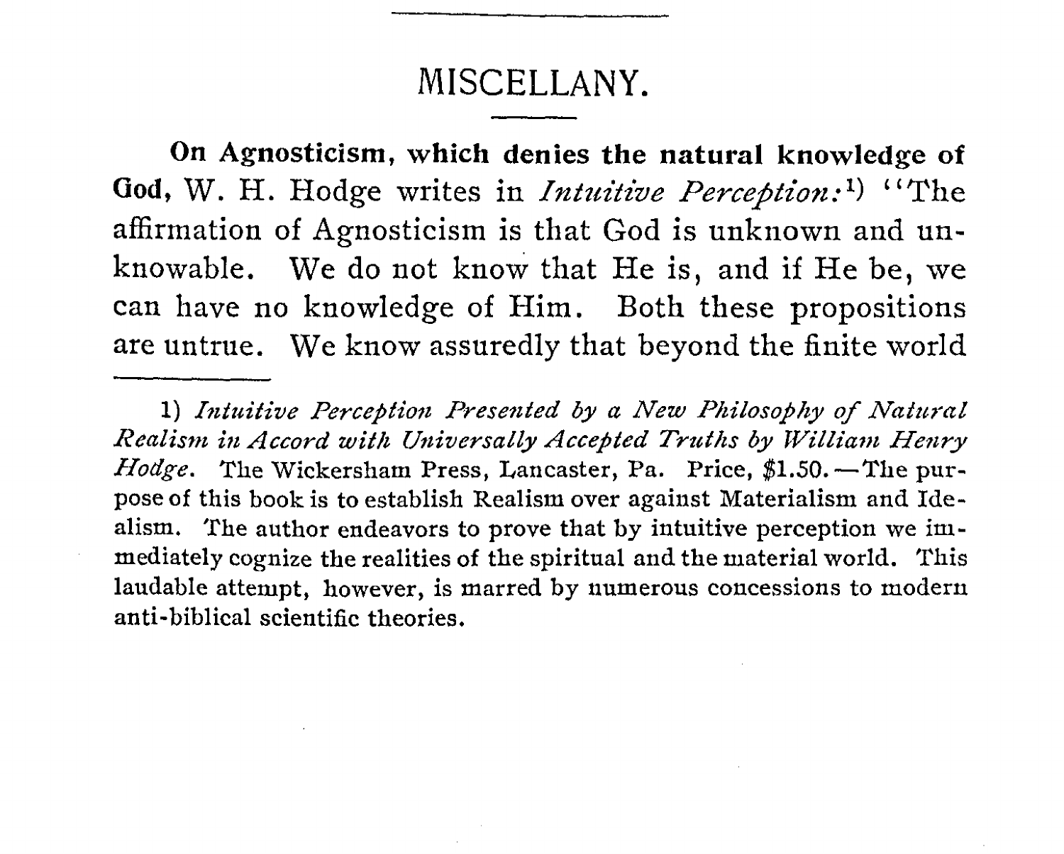# MISCELLANY.

**On Agnosticism, which denies the natural knowledge of God,** W. H. Hodge writes in *Intuitive Perception:*[1] "The affirmation of Agnosticism is that God is unknown and unknowable. We do not know that He is, and if He be, we can have no knowledge of Him. Both these propositions are untrue. We know assuredly that beyond the finite world

---

1) *Intuitive Perception Presented by a New Philosophy of Natural Realism in Accord with Universally Accepted Truths by William Henry Hodge.* The Wickersham Press, Lancaster, Pa. Price, $1.50. — The purpose of this book is to establish Realism over against Materialism and Idealism. The author endeavors to prove that by intuitive perception we immediately cognize the realities of the spiritual and the material world. This laudable attempt, however, is marred by numerous concessions to modern anti-biblical scientific theories.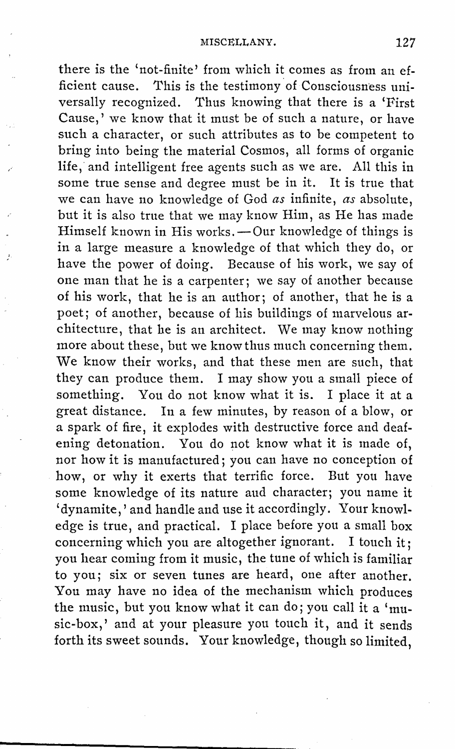there is the 'not-finite' from which it comes as from an efficient cause. This is the testimony of Consciousness universally recognized. Thus knowing that there is a 'First Cause,' we know that it must be of such a nature, or have such a character, or such attributes as to be competent to bring into being the material Cosmos, all forms of organic life, and intelligent free agents such as we are. All this in some true sense and degree must be in it. It is true that we can have no knowledge of God *as* infinite, *as* absolute, but it is also true that we may know Him, as He has made Himself known in His works.—Our knowledge of things is in a large measure a knowledge of that which they do, or have the power of doing. Because of his work, we say of one man that he is a carpenter; we say of another because of his work, that he is an author; of another, that he is a poet; of another, because of his buildings of marvelous architecture, that he is an architect. We may know nothing more about these, but we know thus much concerning them. We know their works, and that these men are such, that they can produce them. I may show you a small piece of something. You do not know what it is. I place it at a great distance. In a few minutes, by reason of a blow, or a spark of fire, it explodes with destructive force and deafening detonation. You do not know what it is made of, nor how it is manufactured; you can have no conception of how, or why it exerts that terrific force. But you have some knowledge of its nature and character; you name it 'dynamite,' and handle and use it accordingly. Your knowledge is true, and practical. I place before you a small box concerning which you are altogether ignorant. I touch it; you hear coming from it music, the tune of which is familiar to you; six or seven tunes are heard, one after another. You may have no idea of the mechanism which produces the music, but you know what it can do; you call it a 'music-box,' and at your pleasure you touch it, and it sends forth its sweet sounds. Your knowledge, though so limited,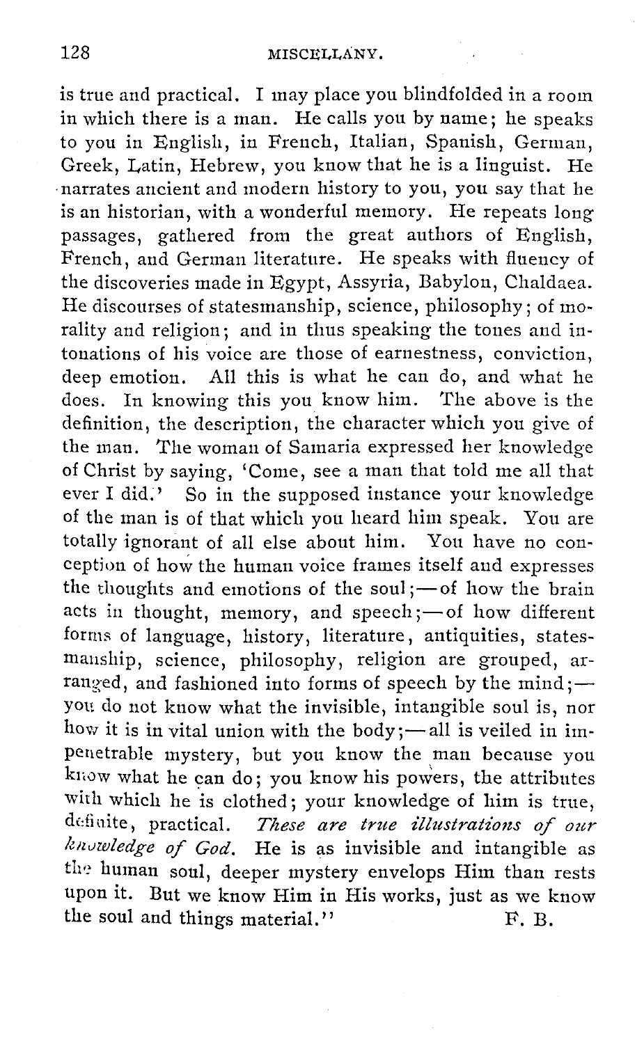is true and practical. I may place you blindfolded in a room in which there is a man. He calls you by name; he speaks to you in English, in French, Italian, Spanish, German, Greek, Latin, Hebrew, you know that he is a linguist. He narrates ancient and modern history to you, you say that he is an historian, with a wonderful memory. He repeats long passages, gathered from the great authors of English, French, and German literature. He speaks with fluency of the discoveries made in Egypt, Assyria, Babylon, Chaldaea. He discourses of statesmanship, science, philosophy; of morality and religion; and in thus speaking the tones and intonations of his voice are those of earnestness, conviction, deep emotion. All this is what he can do, and what he does. In knowing this you know him. The above is the definition, the description, the character which you give of the man. The woman of Samaria expressed her knowledge of Christ by saying, 'Come, see a man that told me all that ever I did.' So in the supposed instance your knowledge of the man is of that which you heard him speak. You are totally ignorant of all else about him. You have no conception of how the human voice frames itself and expresses the thoughts and emotions of the soul;—of how the brain acts in thought, memory, and speech;—of how different forms of language, history, literature, antiquities, statesmanship, science, philosophy, religion are grouped, arranged, and fashioned into forms of speech by the mind;—you do not know what the invisible, intangible soul is, nor how it is in vital union with the body;—all is veiled in impenetrable mystery, but you know the man because you know what he can do; you know his powers, the attributes with which he is clothed; your knowledge of him is true, definite, practical. *These are true illustrations of our knowledge of God.* He is as invisible and intangible as the human soul, deeper mystery envelops Him than rests upon it. But we know Him in His works, just as we know the soul and things material."

F. B.